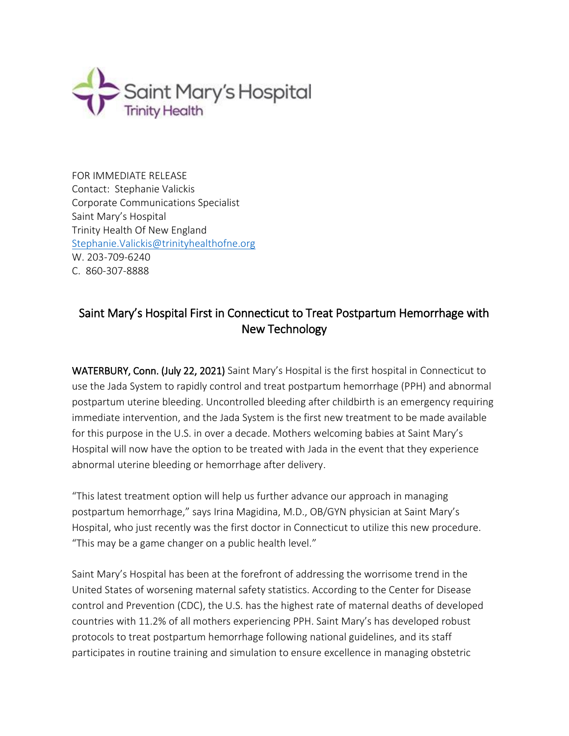FOR IMMEDIATE RELEASE
Contact: Stephanie Valickis
Corporate Communications Specialist
Saint Mary's Hospital
Trinity Health Of New England
Stephanie.Valickis@trinityhealthofne.org
W. 203-709-6240
C. 860-307-8888

# Saint Mary's Hospital First in Connecticut to Treat Postpartum Hemorrhage with New Technology

**WATERBURY, Conn. (July 22, 2021)** Saint Mary's Hospital is the first hospital in Connecticut to use the Jada System to rapidly control and treat postpartum hemorrhage (PPH) and abnormal postpartum uterine bleeding. Uncontrolled bleeding after childbirth is an emergency requiring immediate intervention, and the Jada System is the first new treatment to be made available for this purpose in the U.S. in over a decade. Mothers welcoming babies at Saint Mary's Hospital will now have the option to be treated with Jada in the event that they experience abnormal uterine bleeding or hemorrhage after delivery.

"This latest treatment option will help us further advance our approach in managing postpartum hemorrhage," says Irina Magidina, M.D., OB/GYN physician at Saint Mary's Hospital, who just recently was the first doctor in Connecticut to utilize this new procedure. "This may be a game changer on a public health level."

Saint Mary's Hospital has been at the forefront of addressing the worrisome trend in the United States of worsening maternal safety statistics. According to the Center for Disease control and Prevention (CDC), the U.S. has the highest rate of maternal deaths of developed countries with 11.2% of all mothers experiencing PPH. Saint Mary's has developed robust protocols to treat postpartum hemorrhage following national guidelines, and its staff participates in routine training and simulation to ensure excellence in managing obstetric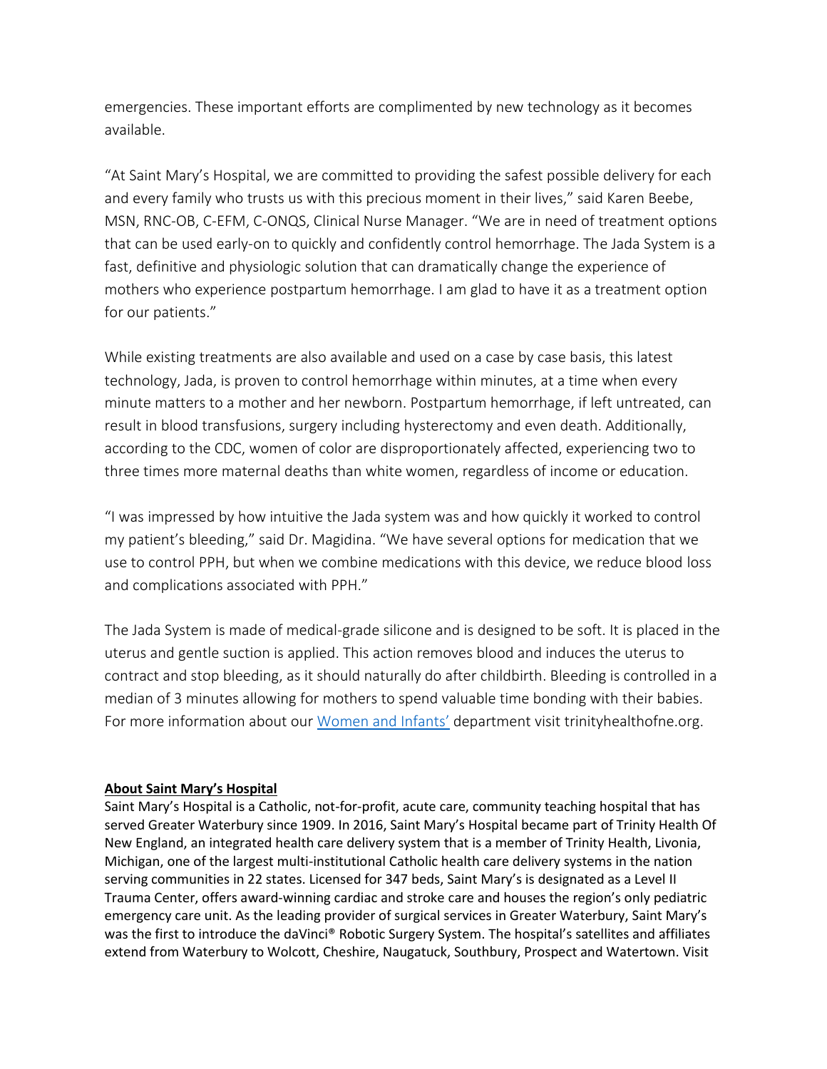emergencies. These important efforts are complimented by new technology as it becomes available.

"At Saint Mary's Hospital, we are committed to providing the safest possible delivery for each and every family who trusts us with this precious moment in their lives," said Karen Beebe, MSN, RNC-OB, C-EFM, C-ONQS, Clinical Nurse Manager. "We are in need of treatment options that can be used early-on to quickly and confidently control hemorrhage. The Jada System is a fast, definitive and physiologic solution that can dramatically change the experience of mothers who experience postpartum hemorrhage. I am glad to have it as a treatment option for our patients."

While existing treatments are also available and used on a case by case basis, this latest technology, Jada, is proven to control hemorrhage within minutes, at a time when every minute matters to a mother and her newborn. Postpartum hemorrhage, if left untreated, can result in blood transfusions, surgery including hysterectomy and even death. Additionally, according to the CDC, women of color are disproportionately affected, experiencing two to three times more maternal deaths than white women, regardless of income or education.

"I was impressed by how intuitive the Jada system was and how quickly it worked to control my patient's bleeding," said Dr. Magidina. "We have several options for medication that we use to control PPH, but when we combine medications with this device, we reduce blood loss and complications associated with PPH."

The Jada System is made of medical-grade silicone and is designed to be soft. It is placed in the uterus and gentle suction is applied. This action removes blood and induces the uterus to contract and stop bleeding, as it should naturally do after childbirth. Bleeding is controlled in a median of 3 minutes allowing for mothers to spend valuable time bonding with their babies. For more information about our Women and Infants' department visit trinityhealthofne.org.

**About Saint Mary's Hospital**

Saint Mary's Hospital is a Catholic, not-for-profit, acute care, community teaching hospital that has served Greater Waterbury since 1909. In 2016, Saint Mary's Hospital became part of Trinity Health Of New England, an integrated health care delivery system that is a member of Trinity Health, Livonia, Michigan, one of the largest multi-institutional Catholic health care delivery systems in the nation serving communities in 22 states. Licensed for 347 beds, Saint Mary's is designated as a Level II Trauma Center, offers award-winning cardiac and stroke care and houses the region's only pediatric emergency care unit. As the leading provider of surgical services in Greater Waterbury, Saint Mary's was the first to introduce the daVinci® Robotic Surgery System. The hospital's satellites and affiliates extend from Waterbury to Wolcott, Cheshire, Naugatuck, Southbury, Prospect and Watertown. Visit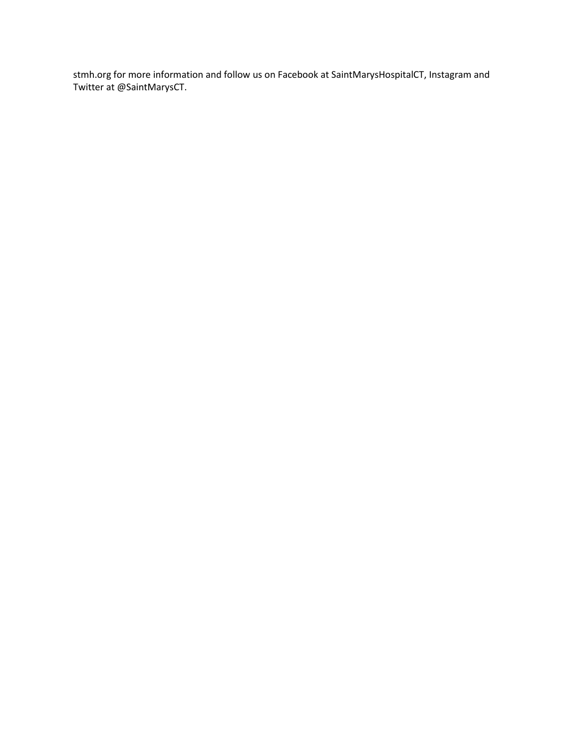stmh.org for more information and follow us on Facebook at SaintMarysHospitalCT, Instagram and Twitter at @SaintMarysCT.